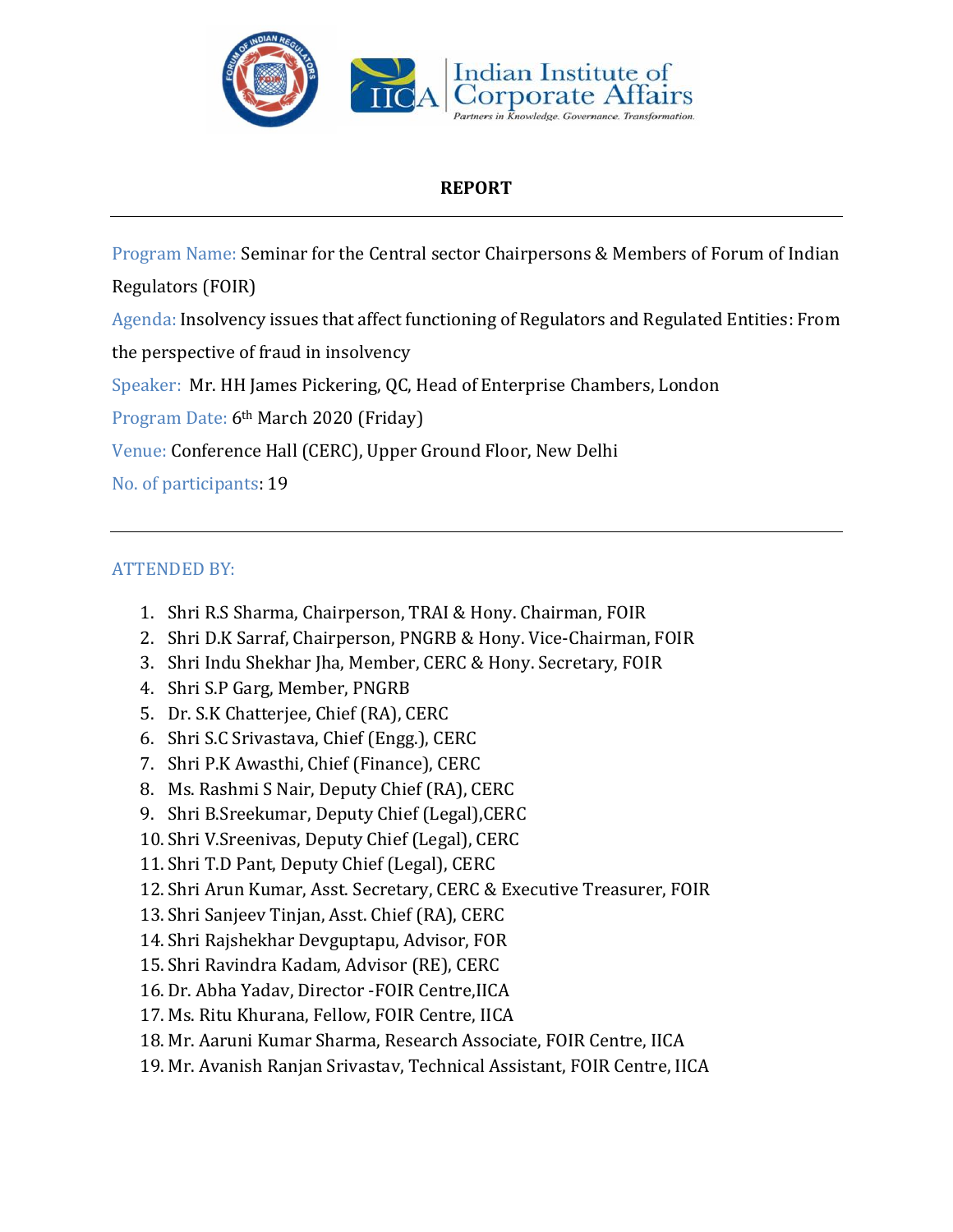# REPORT

---

Program Name: Seminar for the Central sector Chairpersons & Members of Forum of Indian Regulators (FOIR)

Agenda: Insolvency issues that affect functioning of Regulators and Regulated Entities: From the perspective of fraud in insolvency

Speaker: Mr. HH James Pickering, QC, Head of Enterprise Chambers, London

Program Date: 6th March 2020 (Friday)

Venue: Conference Hall (CERC), Upper Ground Floor, New Delhi

No. of participants: 19

---

## ATTENDED BY:

1. Shri R.S Sharma, Chairperson, TRAI & Hony. Chairman, FOIR
2. Shri D.K Sarraf, Chairperson, PNGRB & Hony. Vice-Chairman, FOIR
3. Shri Indu Shekhar Jha, Member, CERC & Hony. Secretary, FOIR
4. Shri S.P Garg, Member, PNGRB
5. Dr. S.K Chatterjee, Chief (RA), CERC
6. Shri S.C Srivastava, Chief (Engg.), CERC
7. Shri P.K Awasthi, Chief (Finance), CERC
8. Ms. Rashmi S Nair, Deputy Chief (RA), CERC
9. Shri B.Sreekumar, Deputy Chief (Legal),CERC
10. Shri V.Sreenivas, Deputy Chief (Legal), CERC
11. Shri T.D Pant, Deputy Chief (Legal), CERC
12. Shri Arun Kumar, Asst. Secretary, CERC & Executive Treasurer, FOIR
13. Shri Sanjeev Tinjan, Asst. Chief (RA), CERC
14. Shri Rajshekhar Devguptapu, Advisor, FOR
15. Shri Ravindra Kadam, Advisor (RE), CERC
16. Dr. Abha Yadav, Director -FOIR Centre,IICA
17. Ms. Ritu Khurana, Fellow, FOIR Centre, IICA
18. Mr. Aaruni Kumar Sharma, Research Associate, FOIR Centre, IICA
19. Mr. Avanish Ranjan Srivastav, Technical Assistant, FOIR Centre, IICA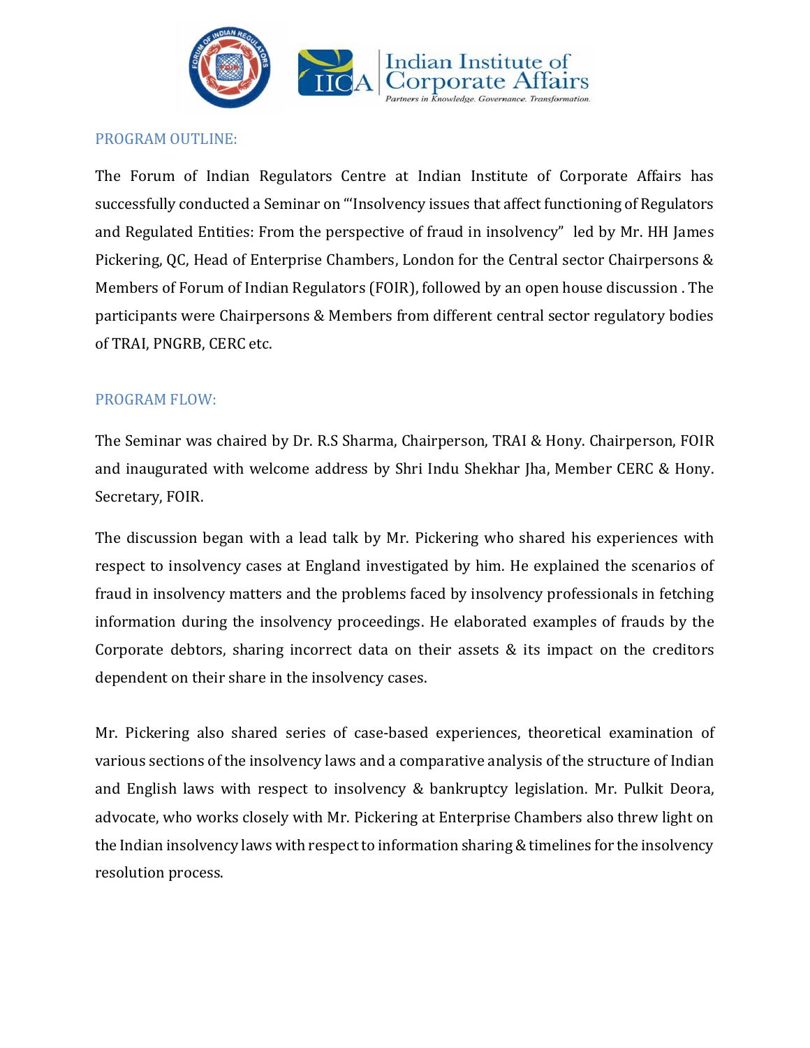## PROGRAM OUTLINE:

The Forum of Indian Regulators Centre at Indian Institute of Corporate Affairs has successfully conducted a Seminar on "'Insolvency issues that affect functioning of Regulators and Regulated Entities: From the perspective of fraud in insolvency" led by Mr. HH James Pickering, QC, Head of Enterprise Chambers, London for the Central sector Chairpersons & Members of Forum of Indian Regulators (FOIR), followed by an open house discussion . The participants were Chairpersons & Members from different central sector regulatory bodies of TRAI, PNGRB, CERC etc.

## PROGRAM FLOW:

The Seminar was chaired by Dr. R.S Sharma, Chairperson, TRAI & Hony. Chairperson, FOIR and inaugurated with welcome address by Shri Indu Shekhar Jha, Member CERC & Hony. Secretary, FOIR.

The discussion began with a lead talk by Mr. Pickering who shared his experiences with respect to insolvency cases at England investigated by him. He explained the scenarios of fraud in insolvency matters and the problems faced by insolvency professionals in fetching information during the insolvency proceedings. He elaborated examples of frauds by the Corporate debtors, sharing incorrect data on their assets & its impact on the creditors dependent on their share in the insolvency cases.

Mr. Pickering also shared series of case-based experiences, theoretical examination of various sections of the insolvency laws and a comparative analysis of the structure of Indian and English laws with respect to insolvency & bankruptcy legislation. Mr. Pulkit Deora, advocate, who works closely with Mr. Pickering at Enterprise Chambers also threw light on the Indian insolvency laws with respect to information sharing & timelines for the insolvency resolution process.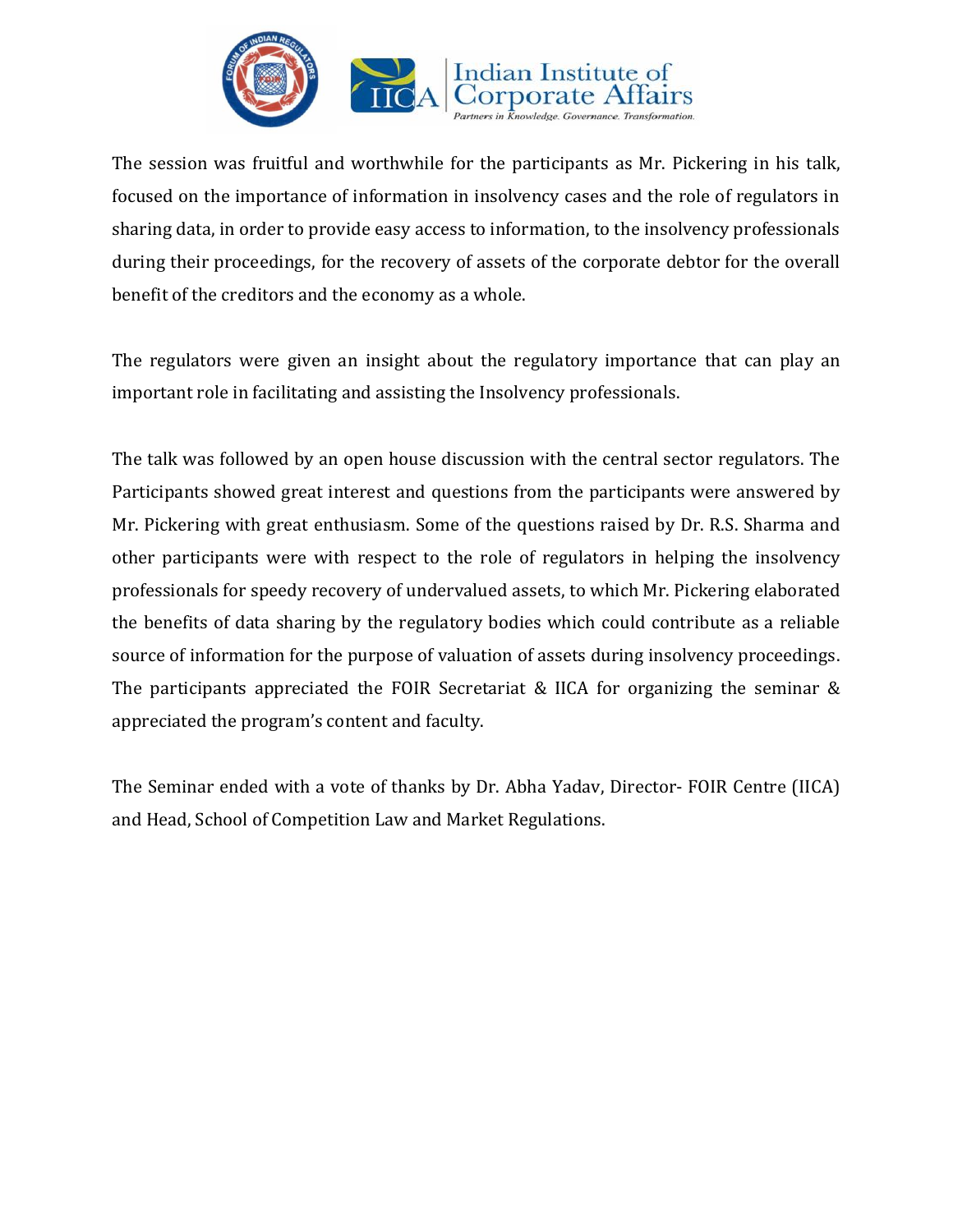The session was fruitful and worthwhile for the participants as Mr. Pickering in his talk, focused on the importance of information in insolvency cases and the role of regulators in sharing data, in order to provide easy access to information, to the insolvency professionals during their proceedings, for the recovery of assets of the corporate debtor for the overall benefit of the creditors and the economy as a whole.

The regulators were given an insight about the regulatory importance that can play an important role in facilitating and assisting the Insolvency professionals.

The talk was followed by an open house discussion with the central sector regulators. The Participants showed great interest and questions from the participants were answered by Mr. Pickering with great enthusiasm. Some of the questions raised by Dr. R.S. Sharma and other participants were with respect to the role of regulators in helping the insolvency professionals for speedy recovery of undervalued assets, to which Mr. Pickering elaborated the benefits of data sharing by the regulatory bodies which could contribute as a reliable source of information for the purpose of valuation of assets during insolvency proceedings. The participants appreciated the FOIR Secretariat & IICA for organizing the seminar & appreciated the program's content and faculty.

The Seminar ended with a vote of thanks by Dr. Abha Yadav, Director- FOIR Centre (IICA) and Head, School of Competition Law and Market Regulations.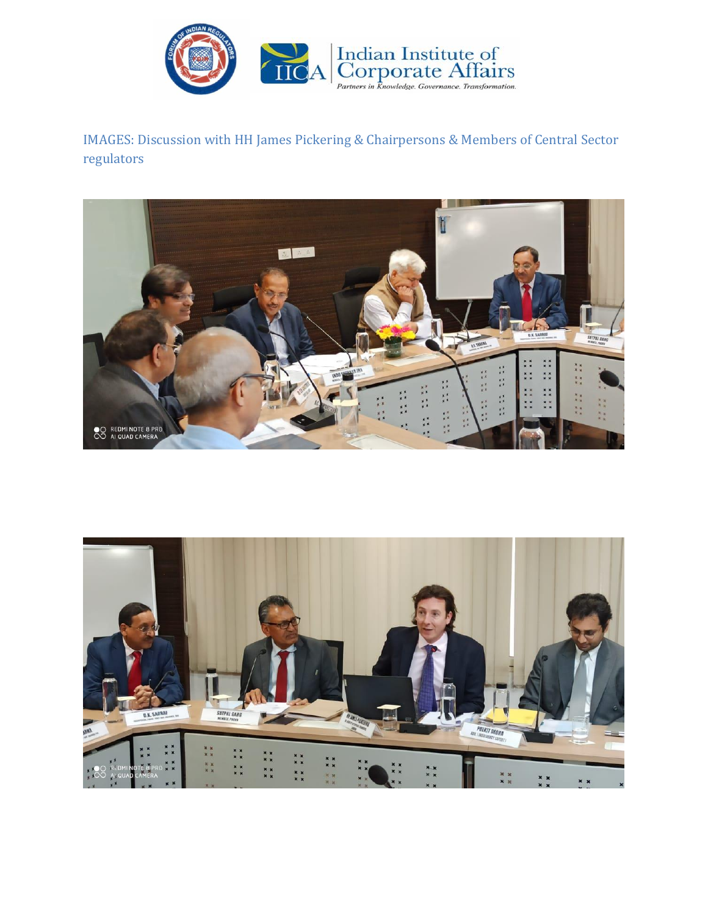IMAGES: Discussion with HH James Pickering & Chairpersons & Members of Central Sector regulators